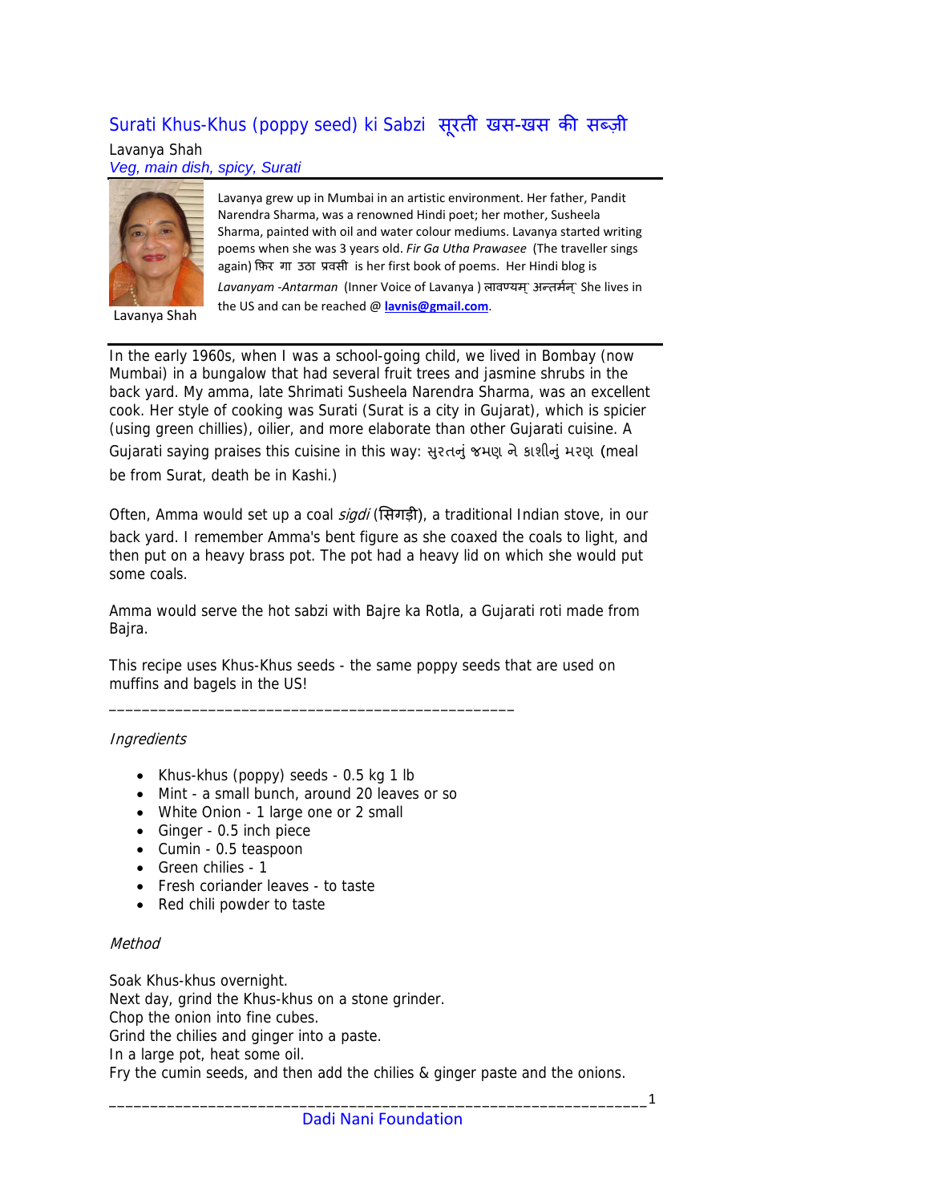# Surati Khus-Khus (poppy seed) ki Sabzi सूरती खस-खस की सब्ज़ी

Lavanya Shah

*Veg, main dish, spicy, Surati*

Lavanya Shah

Lavanya grew up in Mumbai in an artistic environment. Her father, Pandit Narendra Sharma, was a renowned Hindi poet; her mother, Susheela Sharma, painted with oil and water colour mediums. Lavanya started writing poems when she was 3 years old. *Fir Ga Utha Prawasee* (The traveller sings again) फिर गा उठा प्रवसी is her first book of poems. Her Hindi blog is *Lavanyam -Antarman* (Inner Voice of Lavanya ) लावण्यम्` अन्तर्मन्` She lives in the US and can be reached @ **lavnis@gmail.com**.

In the early 1960s, when I was a school-going child, we lived in Bombay (now Mumbai) in a bungalow that had several fruit trees and jasmine shrubs in the back yard. My amma, late Shrimati Susheela Narendra Sharma, was an excellent cook. Her style of cooking was Surati (Surat is a city in Gujarat), which is spicier (using green chillies), oilier, and more elaborate than other Gujarati cuisine. A Gujarati saying praises this cuisine in this way: સુરતનું જમણ ને કાશીનું મરણ (meal be from Surat, death be in Kashi.)

Often, Amma would set up a coal *sigdi* (सिगड़ी), a traditional Indian stove, in our back yard. I remember Amma's bent figure as she coaxed the coals to light, and then put on a heavy brass pot. The pot had a heavy lid on which she would put some coals.

Amma would serve the hot sabzi with Bajre ka Rotla, a Gujarati roti made from Bajra.

This recipe uses Khus-Khus seeds - the same poppy seeds that are used on muffins and bagels in the US!

_______________________________________________

*Ingredients*

- Khus-khus (poppy) seeds - 0.5 kg 1 lb
- Mint - a small bunch, around 20 leaves or so
- White Onion - 1 large one or 2 small
- Ginger - 0.5 inch piece
- Cumin - 0.5 teaspoon
- Green chilies - 1
- Fresh coriander leaves - to taste
- Red chili powder to taste

*Method*

Soak Khus-khus overnight.
Next day, grind the Khus-khus on a stone grinder.
Chop the onion into fine cubes.
Grind the chilies and ginger into a paste.
In a large pot, heat some oil.
Fry the cumin seeds, and then add the chilies & ginger paste and the onions.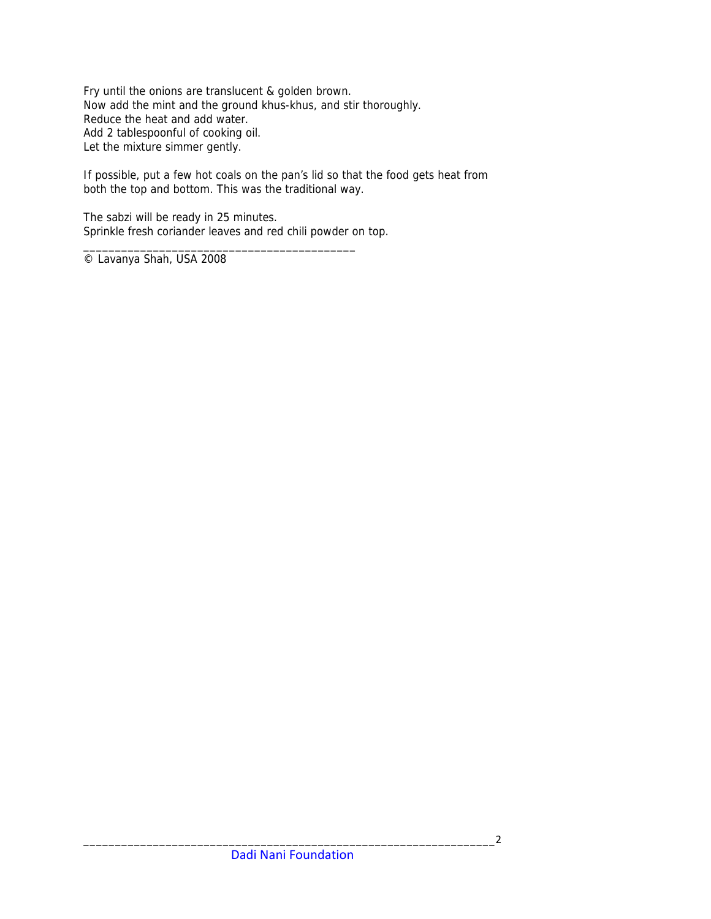Fry until the onions are translucent & golden brown.
Now add the mint and the ground khus-khus, and stir thoroughly.
Reduce the heat and add water.
Add 2 tablespoonful of cooking oil.
Let the mixture simmer gently.

If possible, put a few hot coals on the pan's lid so that the food gets heat from both the top and bottom. This was the traditional way.

The sabzi will be ready in 25 minutes.
Sprinkle fresh coriander leaves and red chili powder on top.

---

© Lavanya Shah, USA 2008